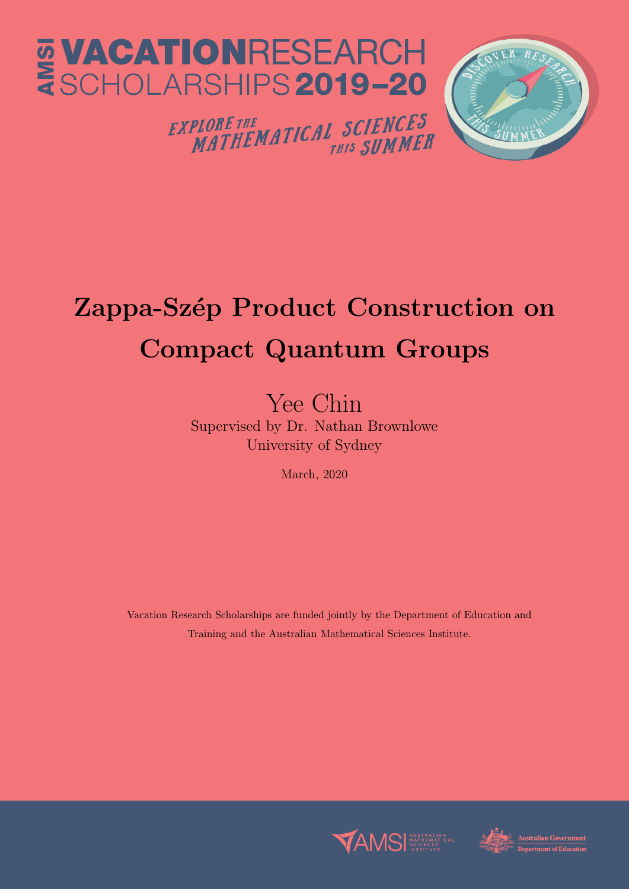AMSI VACATION RESEARCH SCHOLARSHIPS 2019–20

EXPLORE THE MATHEMATICAL SCIENCES THIS SUMMER

# Zappa-Szép Product Construction on Compact Quantum Groups

Yee Chin

Supervised by Dr. Nathan Brownlowe

University of Sydney

March, 2020

Vacation Research Scholarships are funded jointly by the Department of Education and Training and the Australian Mathematical Sciences Institute.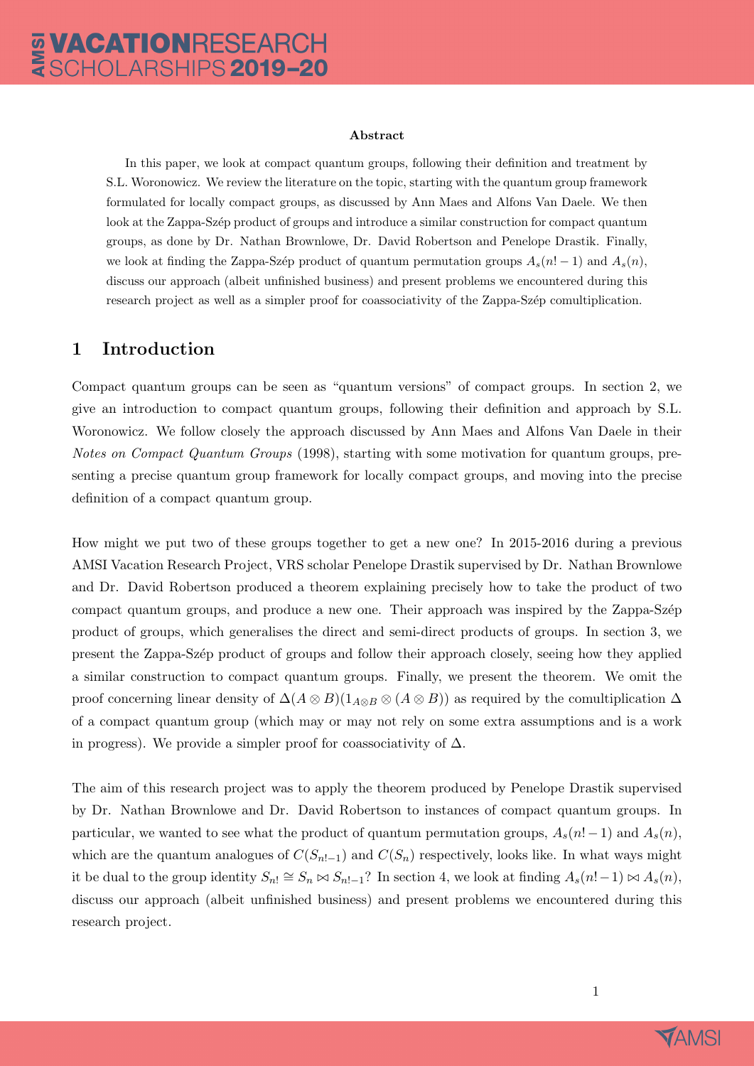**Abstract**

In this paper, we look at compact quantum groups, following their definition and treatment by S.L. Woronowicz. We review the literature on the topic, starting with the quantum group framework formulated for locally compact groups, as discussed by Ann Maes and Alfons Van Daele. We then look at the Zappa-Szép product of groups and introduce a similar construction for compact quantum groups, as done by Dr. Nathan Brownlowe, Dr. David Robertson and Penelope Drastik. Finally, we look at finding the Zappa-Szép product of quantum permutation groups $A_s(n!-1)$ and $A_s(n)$, discuss our approach (albeit unfinished business) and present problems we encountered during this research project as well as a simpler proof for coassociativity of the Zappa-Szép comultiplication.

## 1 Introduction

Compact quantum groups can be seen as "quantum versions" of compact groups. In section 2, we give an introduction to compact quantum groups, following their definition and approach by S.L. Woronowicz. We follow closely the approach discussed by Ann Maes and Alfons Van Daele in their *Notes on Compact Quantum Groups* (1998), starting with some motivation for quantum groups, presenting a precise quantum group framework for locally compact groups, and moving into the precise definition of a compact quantum group.

How might we put two of these groups together to get a new one? In 2015-2016 during a previous AMSI Vacation Research Project, VRS scholar Penelope Drastik supervised by Dr. Nathan Brownlowe and Dr. David Robertson produced a theorem explaining precisely how to take the product of two compact quantum groups, and produce a new one. Their approach was inspired by the Zappa-Szép product of groups, which generalises the direct and semi-direct products of groups. In section 3, we present the Zappa-Szép product of groups and follow their approach closely, seeing how they applied a similar construction to compact quantum groups. Finally, we present the theorem. We omit the proof concerning linear density of $\Delta(A \otimes B)(1_{A\otimes B} \otimes (A \otimes B))$ as required by the comultiplication $\Delta$ of a compact quantum group (which may or may not rely on some extra assumptions and is a work in progress). We provide a simpler proof for coassociativity of $\Delta$.

The aim of this research project was to apply the theorem produced by Penelope Drastik supervised by Dr. Nathan Brownlowe and Dr. David Robertson to instances of compact quantum groups. In particular, we wanted to see what the product of quantum permutation groups, $A_s(n!-1)$ and $A_s(n)$, which are the quantum analogues of $C(S_{n!-1})$ and $C(S_n)$ respectively, looks like. In what ways might it be dual to the group identity $S_{n!} \cong S_n \bowtie S_{n!-1}$? In section 4, we look at finding $A_s(n!-1) \bowtie A_s(n)$, discuss our approach (albeit unfinished business) and present problems we encountered during this research project.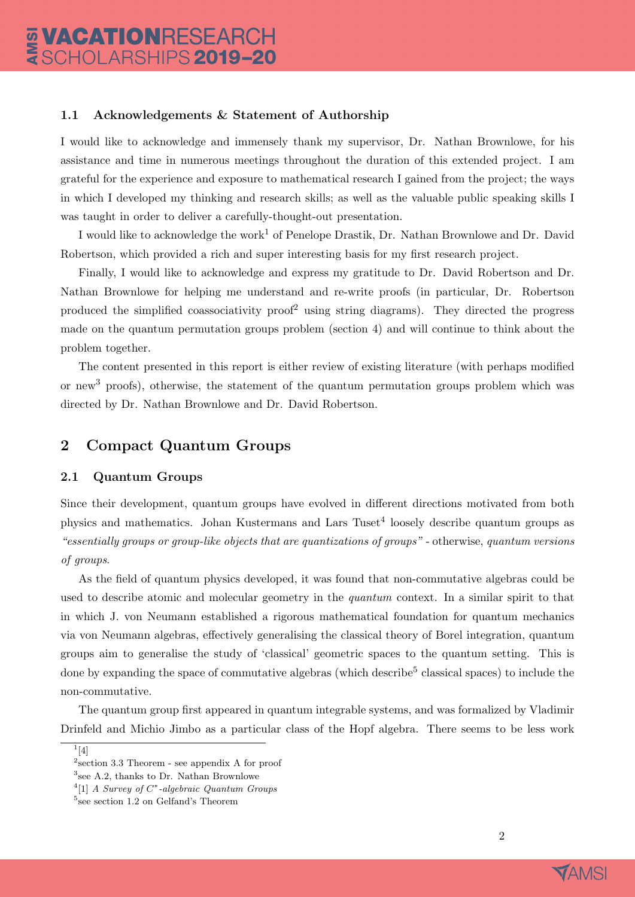### 1.1 Acknowledgements & Statement of Authorship

I would like to acknowledge and immensely thank my supervisor, Dr. Nathan Brownlowe, for his assistance and time in numerous meetings throughout the duration of this extended project. I am grateful for the experience and exposure to mathematical research I gained from the project; the ways in which I developed my thinking and research skills; as well as the valuable public speaking skills I was taught in order to deliver a carefully-thought-out presentation.

I would like to acknowledge the work[1] of Penelope Drastik, Dr. Nathan Brownlowe and Dr. David Robertson, which provided a rich and super interesting basis for my first research project.

Finally, I would like to acknowledge and express my gratitude to Dr. David Robertson and Dr. Nathan Brownlowe for helping me understand and re-write proofs (in particular, Dr. Robertson produced the simplified coassociativity proof[2] using string diagrams). They directed the progress made on the quantum permutation groups problem (section 4) and will continue to think about the problem together.

The content presented in this report is either review of existing literature (with perhaps modified or new[3] proofs), otherwise, the statement of the quantum permutation groups problem which was directed by Dr. Nathan Brownlowe and Dr. David Robertson.

## 2 Compact Quantum Groups

### 2.1 Quantum Groups

Since their development, quantum groups have evolved in different directions motivated from both physics and mathematics. Johan Kustermans and Lars Tuset[4] loosely describe quantum groups as *"essentially groups or group-like objects that are quantizations of groups"* - otherwise, *quantum versions of groups*.

As the field of quantum physics developed, it was found that non-commutative algebras could be used to describe atomic and molecular geometry in the *quantum* context. In a similar spirit to that in which J. von Neumann established a rigorous mathematical foundation for quantum mechanics via von Neumann algebras, effectively generalising the classical theory of Borel integration, quantum groups aim to generalise the study of 'classical' geometric spaces to the quantum setting. This is done by expanding the space of commutative algebras (which describe[5] classical spaces) to include the non-commutative.

The quantum group first appeared in quantum integrable systems, and was formalized by Vladimir Drinfeld and Michio Jimbo as a particular class of the Hopf algebra. There seems to be less work

[1] [4]

[2] section 3.3 Theorem - see appendix A for proof

[3] see A.2, thanks to Dr. Nathan Brownlowe

[4] [1] *A Survey of $C^*$-algebraic Quantum Groups*

[5] see section 1.2 on Gelfand's Theorem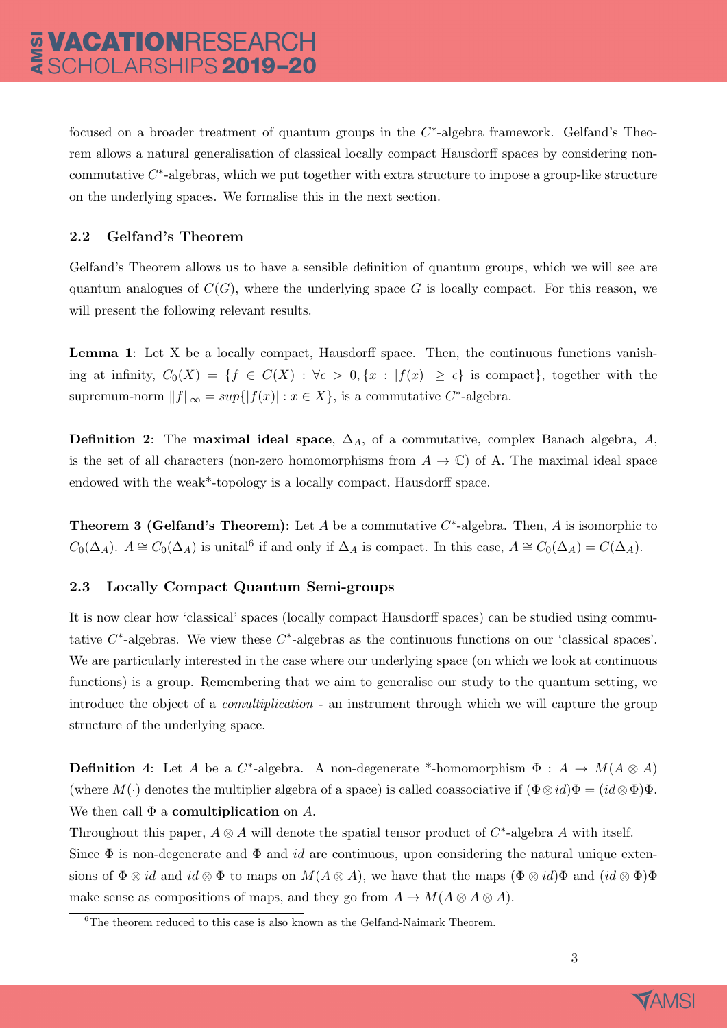focused on a broader treatment of quantum groups in the $C^*$-algebra framework. Gelfand's Theorem allows a natural generalisation of classical locally compact Hausdorff spaces by considering noncommutative $C^*$-algebras, which we put together with extra structure to impose a group-like structure on the underlying spaces. We formalise this in the next section.

### 2.2 Gelfand's Theorem

Gelfand's Theorem allows us to have a sensible definition of quantum groups, which we will see are quantum analogues of $C(G)$, where the underlying space $G$ is locally compact. For this reason, we will present the following relevant results.

**Lemma 1**: Let X be a locally compact, Hausdorff space. Then, the continuous functions vanishing at infinity, $C_0(X) = \{f \in C(X) : \forall \epsilon > 0, \{x : |f(x)| \geq \epsilon\}$ is compact$\}$, together with the supremum-norm $\|f\|_\infty = sup\{|f(x)| : x \in X\}$, is a commutative $C^*$-algebra.

**Definition 2**: The **maximal ideal space**, $\Delta_A$, of a commutative, complex Banach algebra, $A$, is the set of all characters (non-zero homomorphisms from $A \to \mathbb{C}$) of A. The maximal ideal space endowed with the weak*-topology is a locally compact, Hausdorff space.

**Theorem 3 (Gelfand's Theorem)**: Let $A$ be a commutative $C^*$-algebra. Then, $A$ is isomorphic to $C_0(\Delta_A)$. $A \cong C_0(\Delta_A)$ is unital[6] if and only if $\Delta_A$ is compact. In this case, $A \cong C_0(\Delta_A) = C(\Delta_A)$.

### 2.3 Locally Compact Quantum Semi-groups

It is now clear how 'classical' spaces (locally compact Hausdorff spaces) can be studied using commutative $C^*$-algebras. We view these $C^*$-algebras as the continuous functions on our 'classical spaces'. We are particularly interested in the case where our underlying space (on which we look at continuous functions) is a group. Remembering that we aim to generalise our study to the quantum setting, we introduce the object of a *comultiplication* - an instrument through which we will capture the group structure of the underlying space.

**Definition 4**: Let $A$ be a $C^*$-algebra. A non-degenerate *-homomorphism $\Phi : A \to M(A \otimes A)$ (where $M(\cdot)$ denotes the multiplier algebra of a space) is called coassociative if $(\Phi \otimes id)\Phi = (id \otimes \Phi)\Phi$. We then call $\Phi$ a **comultiplication** on $A$.

Throughout this paper, $A \otimes A$ will denote the spatial tensor product of $C^*$-algebra $A$ with itself.

Since $\Phi$ is non-degenerate and $\Phi$ and $id$ are continuous, upon considering the natural unique extensions of $\Phi \otimes id$ and $id \otimes \Phi$ to maps on $M(A \otimes A)$, we have that the maps $(\Phi \otimes id)\Phi$ and $(id \otimes \Phi)\Phi$ make sense as compositions of maps, and they go from $A \to M(A \otimes A \otimes A)$.

[6] The theorem reduced to this case is also known as the Gelfand-Naimark Theorem.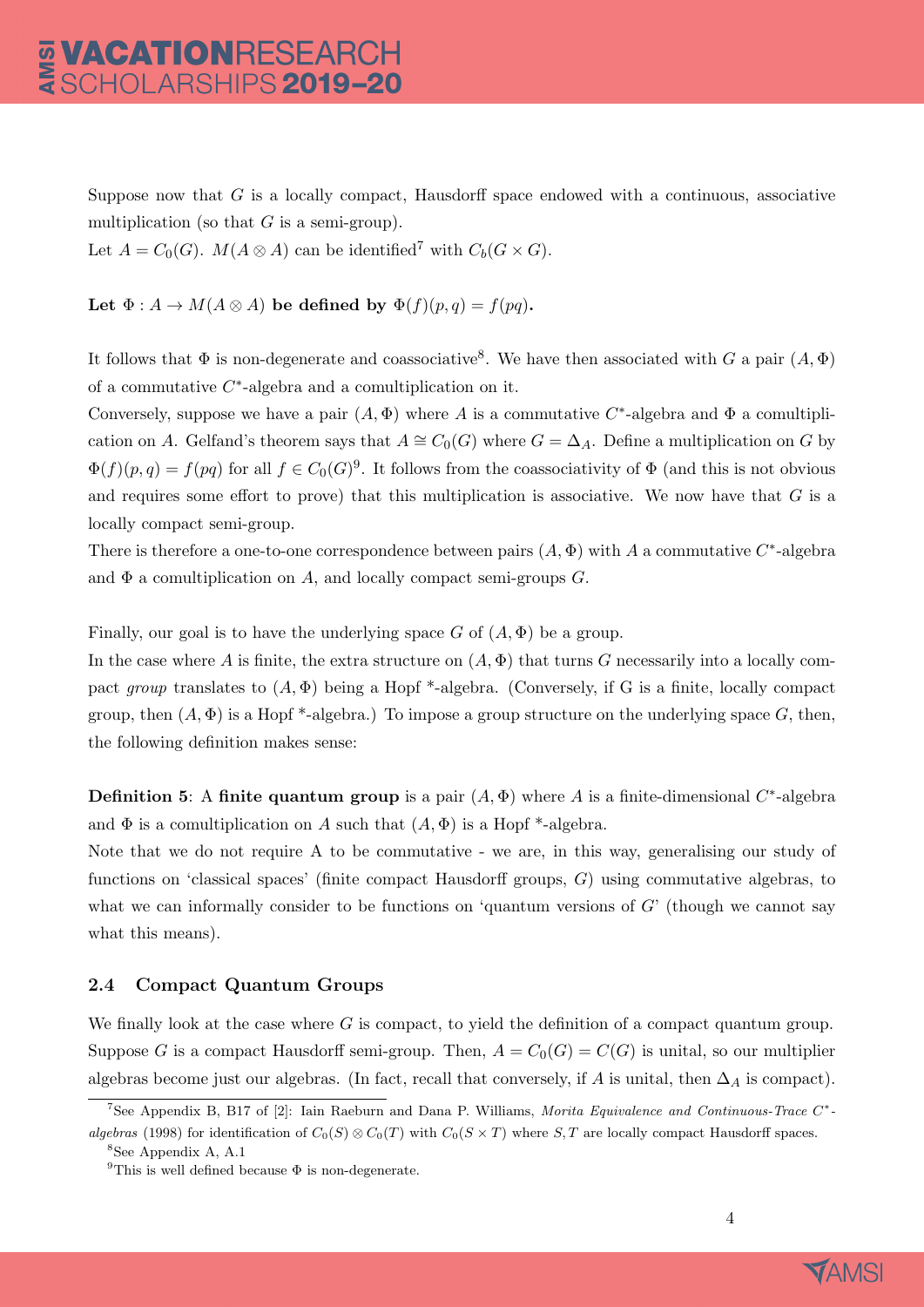Suppose now that $G$ is a locally compact, Hausdorff space endowed with a continuous, associative multiplication (so that $G$ is a semi-group).

Let $A = C_0(G)$. $M(A \otimes A)$ can be identified[7] with $C_b(G \times G)$.

**Let $\Phi : A \to M(A \otimes A)$ be defined by $\Phi(f)(p, q) = f(pq)$.**

It follows that $\Phi$ is non-degenerate and coassociative[8]. We have then associated with $G$ a pair $(A, \Phi)$ of a commutative $C^*$-algebra and a comultiplication on it.

Conversely, suppose we have a pair $(A, \Phi)$ where $A$ is a commutative $C^*$-algebra and $\Phi$ a comultiplication on $A$. Gelfand's theorem says that $A \cong C_0(G)$ where $G = \Delta_A$. Define a multiplication on $G$ by $\Phi(f)(p, q) = f(pq)$ for all $f \in C_0(G)$[9]. It follows from the coassociativity of $\Phi$ (and this is not obvious and requires some effort to prove) that this multiplication is associative. We now have that $G$ is a locally compact semi-group.

There is therefore a one-to-one correspondence between pairs $(A, \Phi)$ with $A$ a commutative $C^*$-algebra and $\Phi$ a comultiplication on $A$, and locally compact semi-groups $G$.

Finally, our goal is to have the underlying space $G$ of $(A, \Phi)$ be a group.

In the case where $A$ is finite, the extra structure on $(A, \Phi)$ that turns $G$ necessarily into a locally compact *group* translates to $(A, \Phi)$ being a Hopf *-algebra. (Conversely, if G is a finite, locally compact group, then $(A, \Phi)$ is a Hopf *-algebra.) To impose a group structure on the underlying space $G$, then, the following definition makes sense:

**Definition 5**: A **finite quantum group** is a pair $(A, \Phi)$ where $A$ is a finite-dimensional $C^*$-algebra and $\Phi$ is a comultiplication on $A$ such that $(A, \Phi)$ is a Hopf *-algebra.

Note that we do not require A to be commutative - we are, in this way, generalising our study of functions on 'classical spaces' (finite compact Hausdorff groups, $G$) using commutative algebras, to what we can informally consider to be functions on 'quantum versions of $G$' (though we cannot say what this means).

### 2.4 Compact Quantum Groups

We finally look at the case where $G$ is compact, to yield the definition of a compact quantum group. Suppose $G$ is a compact Hausdorff semi-group. Then, $A = C_0(G) = C(G)$ is unital, so our multiplier algebras become just our algebras. (In fact, recall that conversely, if $A$ is unital, then $\Delta_A$ is compact).

---

[7] See Appendix B, B17 of [2]: Iain Raeburn and Dana P. Williams, *Morita Equivalence and Continuous-Trace $C^*$-algebras* (1998) for identification of $C_0(S) \otimes C_0(T)$ with $C_0(S \times T)$ where $S, T$ are locally compact Hausdorff spaces.

[8] See Appendix A, A.1

[9] This is well defined because $\Phi$ is non-degenerate.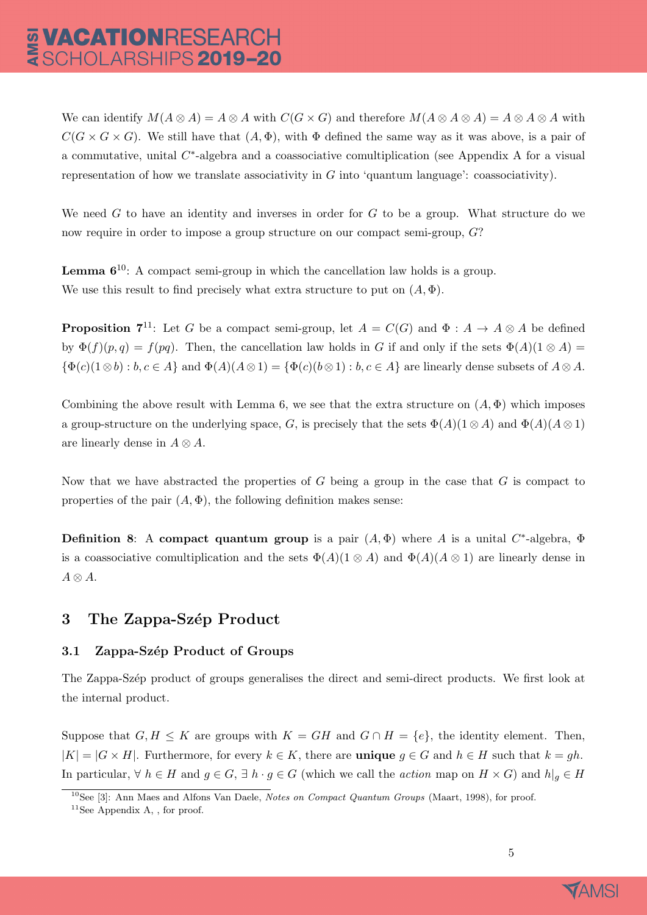We can identify $M(A \otimes A) = A \otimes A$ with $C(G \times G)$ and therefore $M(A \otimes A \otimes A) = A \otimes A \otimes A$ with $C(G \times G \times G)$. We still have that $(A, \Phi)$, with $\Phi$ defined the same way as it was above, is a pair of a commutative, unital $C^*$-algebra and a coassociative comultiplication (see Appendix A for a visual representation of how we translate associativity in $G$ into 'quantum language': coassociativity).

We need $G$ to have an identity and inverses in order for $G$ to be a group. What structure do we now require in order to impose a group structure on our compact semi-group, $G$?

**Lemma 6**[10]: A compact semi-group in which the cancellation law holds is a group.
We use this result to find precisely what extra structure to put on $(A, \Phi)$.

**Proposition 7**[11]: Let $G$ be a compact semi-group, let $A = C(G)$ and $\Phi : A \to A \otimes A$ be defined by $\Phi(f)(p, q) = f(pq)$. Then, the cancellation law holds in $G$ if and only if the sets $\Phi(A)(1 \otimes A) = \{\Phi(c)(1 \otimes b) : b, c \in A\}$ and $\Phi(A)(A \otimes 1) = \{\Phi(c)(b \otimes 1) : b, c \in A\}$ are linearly dense subsets of $A \otimes A$.

Combining the above result with Lemma 6, we see that the extra structure on $(A, \Phi)$ which imposes a group-structure on the underlying space, $G$, is precisely that the sets $\Phi(A)(1 \otimes A)$ and $\Phi(A)(A \otimes 1)$ are linearly dense in $A \otimes A$.

Now that we have abstracted the properties of $G$ being a group in the case that $G$ is compact to properties of the pair $(A, \Phi)$, the following definition makes sense:

**Definition 8**: A **compact quantum group** is a pair $(A, \Phi)$ where $A$ is a unital $C^*$-algebra, $\Phi$ is a coassociative comultiplication and the sets $\Phi(A)(1 \otimes A)$ and $\Phi(A)(A \otimes 1)$ are linearly dense in $A \otimes A$.

## 3 The Zappa-Szép Product

### 3.1 Zappa-Szép Product of Groups

The Zappa-Szép product of groups generalises the direct and semi-direct products. We first look at the internal product.

Suppose that $G, H \leq K$ are groups with $K = GH$ and $G \cap H = \{e\}$, the identity element. Then, $|K| = |G \times H|$. Furthermore, for every $k \in K$, there are **unique** $g \in G$ and $h \in H$ such that $k = gh$. In particular, $\forall\ h \in H$ and $g \in G$, $\exists\ h \cdot g \in G$ (which we call the *action* map on $H \times G$) and $h|_g \in H$

[10] See [3]: Ann Maes and Alfons Van Daele, *Notes on Compact Quantum Groups* (Maart, 1998), for proof.

[11] See Appendix A, , for proof.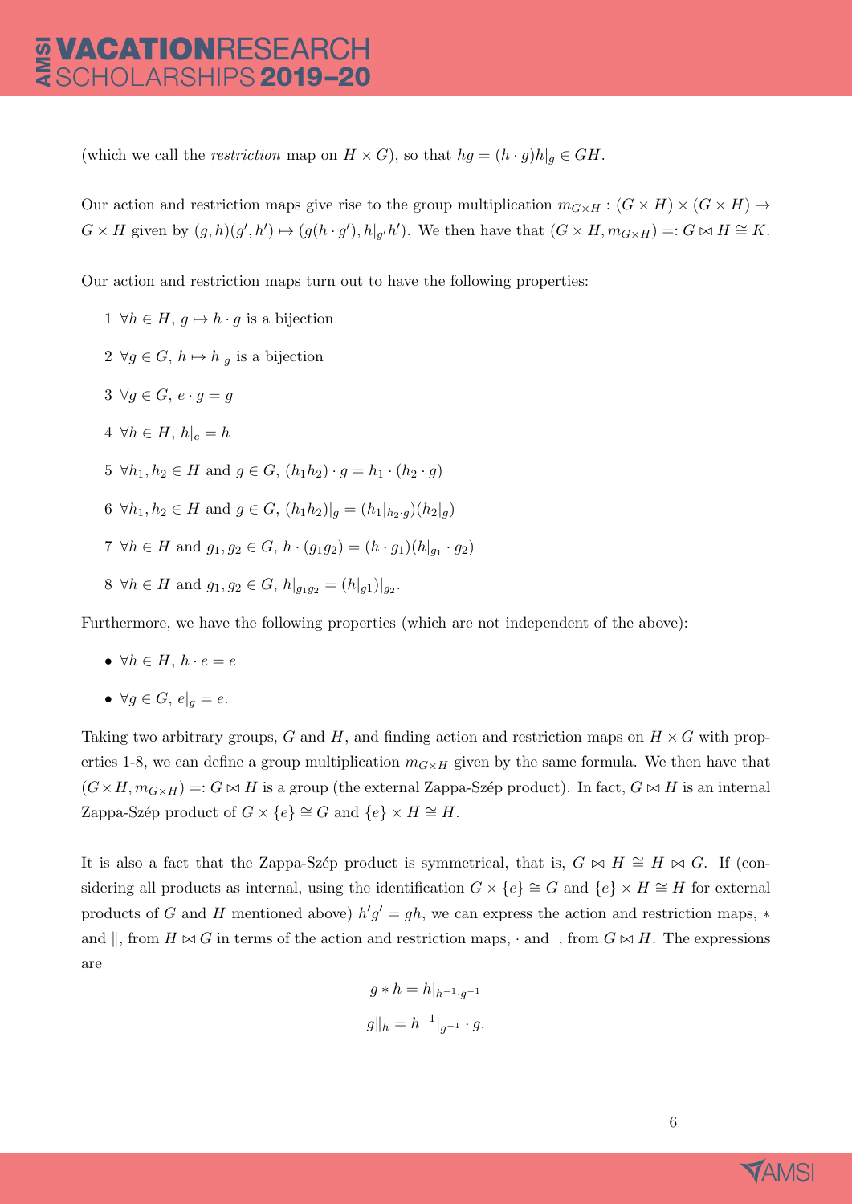(which we call the *restriction* map on $H \times G$), so that $hg = (h \cdot g)h|_g \in GH$.

Our action and restriction maps give rise to the group multiplication $m_{G\times H} : (G \times H) \times (G \times H) \to G \times H$ given by $(g, h)(g', h') \mapsto (g(h \cdot g'), h|_{g'}h')$. We then have that $(G \times H, m_{G\times H}) =: G \bowtie H \cong K$.

Our action and restriction maps turn out to have the following properties:

1 $\forall h \in H$, $g \mapsto h \cdot g$ is a bijection

2 $\forall g \in G$, $h \mapsto h|_g$ is a bijection

3 $\forall g \in G$, $e \cdot g = g$

4 $\forall h \in H$, $h|_e = h$

5 $\forall h_1, h_2 \in H$ and $g \in G$, $(h_1h_2) \cdot g = h_1 \cdot (h_2 \cdot g)$

6 $\forall h_1, h_2 \in H$ and $g \in G$, $(h_1h_2)|_g = (h_1|_{h_2 \cdot g})(h_2|_g)$

7 $\forall h \in H$ and $g_1, g_2 \in G$, $h \cdot (g_1g_2) = (h \cdot g_1)(h|_{g_1} \cdot g_2)$

8 $\forall h \in H$ and $g_1, g_2 \in G$, $h|_{g_1g_2} = (h|_{g_1})|_{g_2}$.

Furthermore, we have the following properties (which are not independent of the above):

- $\forall h \in H$, $h \cdot e = e$
- $\forall g \in G$, $e|_g = e$.

Taking two arbitrary groups, $G$ and $H$, and finding action and restriction maps on $H \times G$ with properties 1-8, we can define a group multiplication $m_{G\times H}$ given by the same formula. We then have that $(G \times H, m_{G\times H}) =: G \bowtie H$ is a group (the external Zappa-Szép product). In fact, $G \bowtie H$ is an internal Zappa-Szép product of $G \times \{e\} \cong G$ and $\{e\} \times H \cong H$.

It is also a fact that the Zappa-Szép product is symmetrical, that is, $G \bowtie H \cong H \bowtie G$. If (considering all products as internal, using the identification $G \times \{e\} \cong G$ and $\{e\} \times H \cong H$ for external products of $G$ and $H$ mentioned above) $h'g' = gh$, we can express the action and restriction maps, $*$ and $\|$, from $H \bowtie G$ in terms of the action and restriction maps, $\cdot$ and $|$, from $G \bowtie H$. The expressions are

$$g * h = h|_{h^{-1} \cdot g^{-1}}$$

$$g\|_h = h^{-1}|_{g^{-1}} \cdot g.$$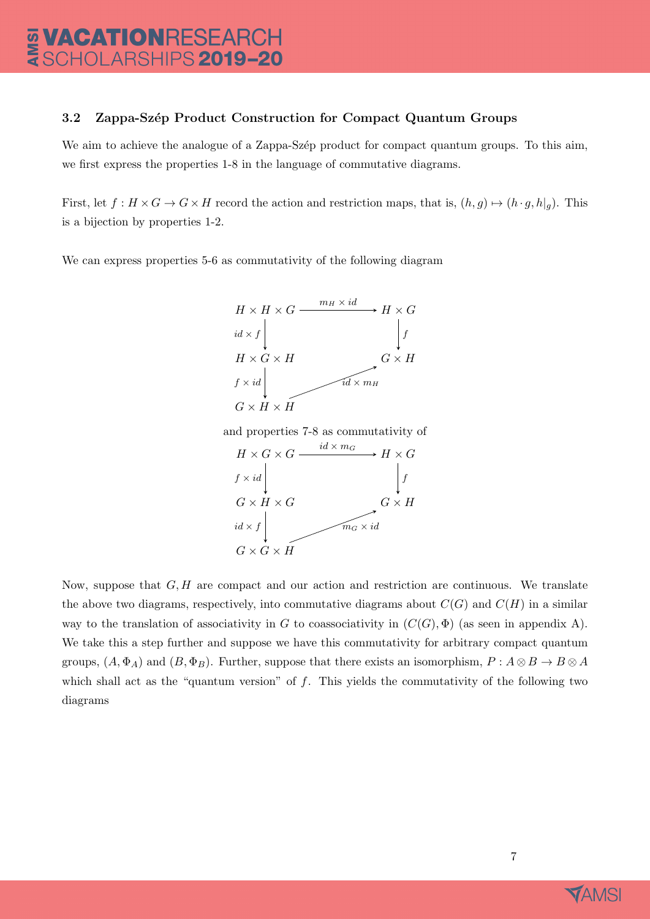### 3.2 Zappa-Szép Product Construction for Compact Quantum Groups

We aim to achieve the analogue of a Zappa-Szép product for compact quantum groups. To this aim, we first express the properties 1-8 in the language of commutative diagrams.

First, let $f : H \times G \to G \times H$ record the action and restriction maps, that is, $(h, g) \mapsto (h \cdot g, h|_g)$. This is a bijection by properties 1-2.

We can express properties 5-6 as commutativity of the following diagram

$$\begin{array}{ccc}
H \times H \times G & \xrightarrow{m_H \times id} & H \times G \\
\downarrow{\scriptstyle id \times f} & & \downarrow{\scriptstyle f} \\
H \times G \times H & & G \times H \\
\downarrow{\scriptstyle f \times id} & \nearrow{\scriptstyle id \times m_H} & \\
G \times H \times H & &
\end{array}$$

and properties 7-8 as commutativity of

$$\begin{array}{ccc}
H \times G \times G & \xrightarrow{id \times m_G} & H \times G \\
\downarrow{\scriptstyle f \times id} & & \downarrow{\scriptstyle f} \\
G \times H \times G & & G \times H \\
\downarrow{\scriptstyle id \times f} & \nearrow{\scriptstyle m_G \times id} & \\
G \times G \times H & &
\end{array}$$

Now, suppose that $G, H$ are compact and our action and restriction are continuous. We translate the above two diagrams, respectively, into commutative diagrams about $C(G)$ and $C(H)$ in a similar way to the translation of associativity in $G$ to coassociativity in $(C(G), \Phi)$ (as seen in appendix A). We take this a step further and suppose we have this commutativity for arbitrary compact quantum groups, $(A, \Phi_A)$ and $(B, \Phi_B)$. Further, suppose that there exists an isomorphism, $P : A \otimes B \to B \otimes A$ which shall act as the "quantum version" of $f$. This yields the commutativity of the following two diagrams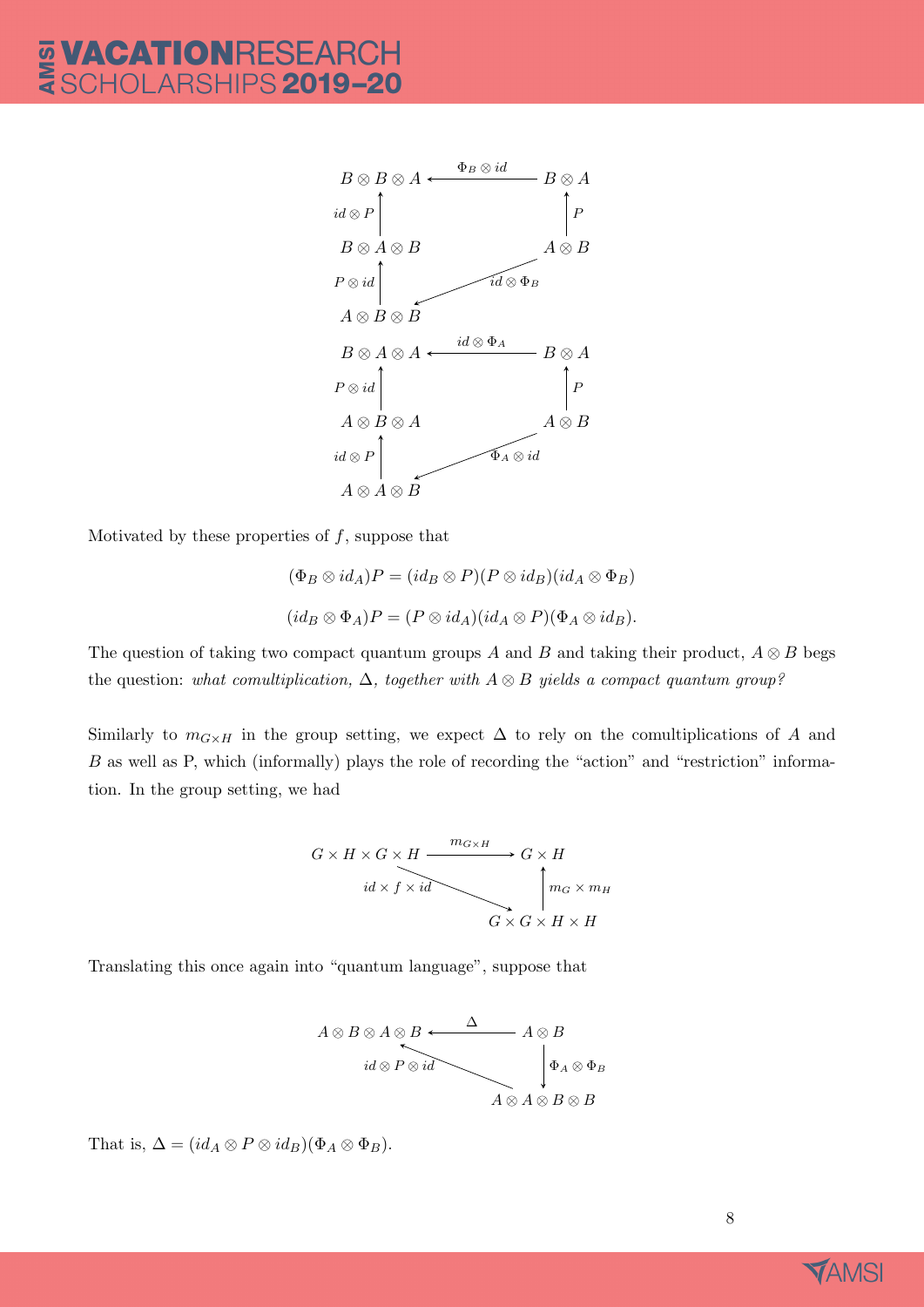$$
\begin{array}{ccc}
B \otimes B \otimes A & \xleftarrow{\Phi_B \otimes id} & B \otimes A \\
\uparrow{\scriptstyle id \otimes P} & & \uparrow{\scriptstyle P} \\
B \otimes A \otimes B & & A \otimes B \\
\uparrow{\scriptstyle P \otimes id} & \swarrow{\scriptstyle id \otimes \Phi_B} & \\
A \otimes B \otimes B & &
\end{array}
$$

$$
\begin{array}{ccc}
B \otimes A \otimes A & \xleftarrow{id \otimes \Phi_A} & B \otimes A \\
\uparrow{\scriptstyle P \otimes id} & & \uparrow{\scriptstyle P} \\
A \otimes B \otimes A & & A \otimes B \\
\uparrow{\scriptstyle id \otimes P} & \swarrow{\scriptstyle \Phi_A \otimes id} & \\
A \otimes A \otimes B & &
\end{array}
$$

Motivated by these properties of $f$, suppose that

$$(\Phi_B \otimes id_A)P = (id_B \otimes P)(P \otimes id_B)(id_A \otimes \Phi_B)$$

$$(id_B \otimes \Phi_A)P = (P \otimes id_A)(id_A \otimes P)(\Phi_A \otimes id_B).$$

The question of taking two compact quantum groups $A$ and $B$ and taking their product, $A \otimes B$ begs the question: *what comultiplication, $\Delta$, together with $A \otimes B$ yields a compact quantum group?*

Similarly to $m_{G\times H}$ in the group setting, we expect $\Delta$ to rely on the comultiplications of $A$ and $B$ as well as P, which (informally) plays the role of recording the "action" and "restriction" information. In the group setting, we had

$$
\begin{array}{ccc}
G \times H \times G \times H & \xrightarrow{m_{G\times H}} & G \times H \\
& \searrow{\scriptstyle id \times f \times id} & \uparrow{\scriptstyle m_G \times m_H} \\
& & G \times G \times H \times H
\end{array}
$$

Translating this once again into "quantum language", suppose that

$$
\begin{array}{ccc}
A \otimes B \otimes A \otimes B & \xleftarrow{\Delta} & A \otimes B \\
& \nwarrow{\scriptstyle id \otimes P \otimes id} & \downarrow{\scriptstyle \Phi_A \otimes \Phi_B} \\
& & A \otimes A \otimes B \otimes B
\end{array}
$$

That is, $\Delta = (id_A \otimes P \otimes id_B)(\Phi_A \otimes \Phi_B)$.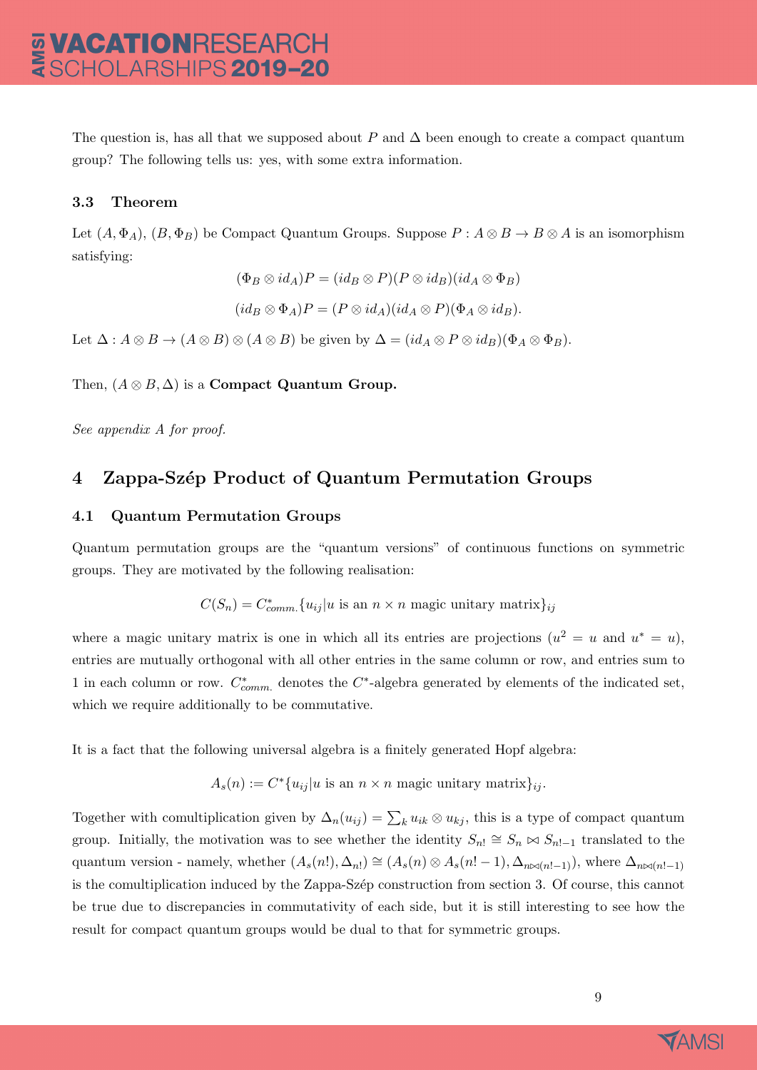The question is, has all that we supposed about $P$ and $\Delta$ been enough to create a compact quantum group? The following tells us: yes, with some extra information.

### 3.3 Theorem

Let $(A, \Phi_A)$, $(B, \Phi_B)$ be Compact Quantum Groups. Suppose $P : A \otimes B \to B \otimes A$ is an isomorphism satisfying:

$$(\Phi_B \otimes id_A)P = (id_B \otimes P)(P \otimes id_B)(id_A \otimes \Phi_B)$$

$$(id_B \otimes \Phi_A)P = (P \otimes id_A)(id_A \otimes P)(\Phi_A \otimes id_B).$$

Let $\Delta : A \otimes B \to (A \otimes B) \otimes (A \otimes B)$ be given by $\Delta = (id_A \otimes P \otimes id_B)(\Phi_A \otimes \Phi_B)$.

Then, $(A \otimes B, \Delta)$ is a **Compact Quantum Group.**

*See appendix A for proof.*

## 4 Zappa-Szép Product of Quantum Permutation Groups

### 4.1 Quantum Permutation Groups

Quantum permutation groups are the "quantum versions" of continuous functions on symmetric groups. They are motivated by the following realisation:

$$C(S_n) = C^*_{comm.}\{u_{ij} | u \text{ is an } n \times n \text{ magic unitary matrix}\}_{ij}$$

where a magic unitary matrix is one in which all its entries are projections ($u^2 = u$ and $u^* = u$), entries are mutually orthogonal with all other entries in the same column or row, and entries sum to 1 in each column or row. $C^*_{comm.}$ denotes the $C^*$-algebra generated by elements of the indicated set, which we require additionally to be commutative.

It is a fact that the following universal algebra is a finitely generated Hopf algebra:

$$A_s(n) := C^*\{u_{ij} | u \text{ is an } n \times n \text{ magic unitary matrix}\}_{ij}.$$

Together with comultiplication given by $\Delta_n(u_{ij}) = \sum_k u_{ik} \otimes u_{kj}$, this is a type of compact quantum group. Initially, the motivation was to see whether the identity $S_{n!} \cong S_n \bowtie S_{n!-1}$ translated to the quantum version - namely, whether $(A_s(n!), \Delta_{n!}) \cong (A_s(n) \otimes A_s(n!-1), \Delta_{n \bowtie (n!-1)})$, where $\Delta_{n \bowtie (n!-1)}$ is the comultiplication induced by the Zappa-Szép construction from section 3. Of course, this cannot be true due to discrepancies in commutativity of each side, but it is still interesting to see how the result for compact quantum groups would be dual to that for symmetric groups.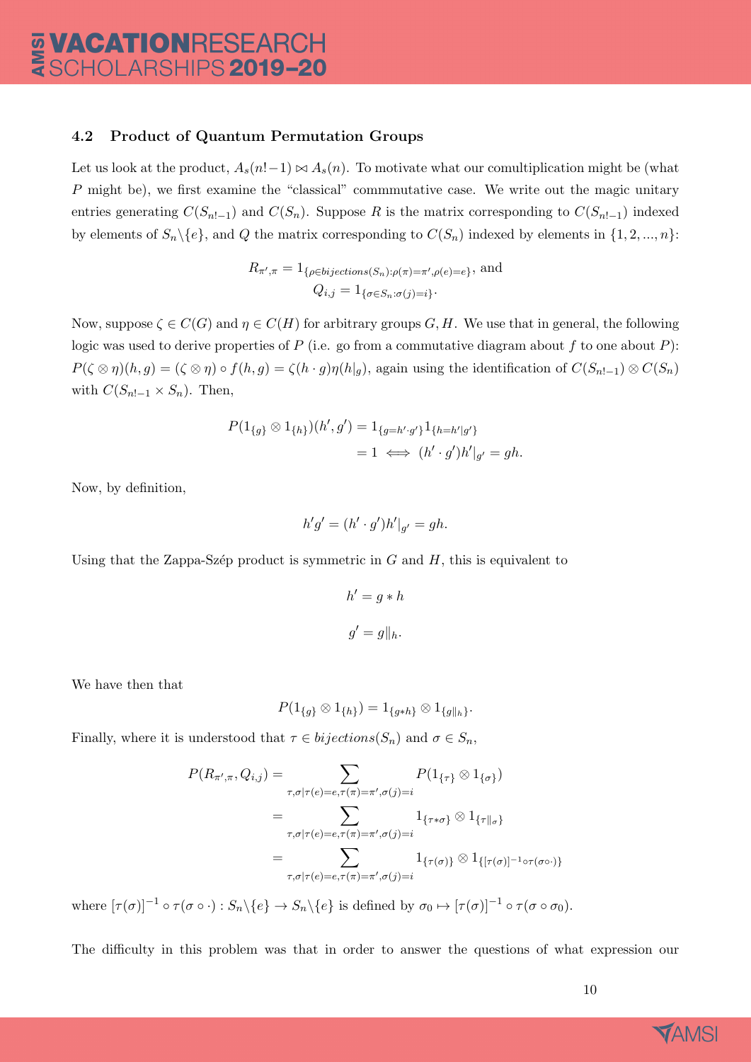### 4.2 Product of Quantum Permutation Groups

Let us look at the product, $A_s(n!-1) \bowtie A_s(n)$. To motivate what our comultiplication might be (what $P$ might be), we first examine the "classical" commmutative case. We write out the magic unitary entries generating $C(S_{n!-1})$ and $C(S_n)$. Suppose $R$ is the matrix corresponding to $C(S_{n!-1})$ indexed by elements of $S_n \backslash \{e\}$, and $Q$ the matrix corresponding to $C(S_n)$ indexed by elements in $\{1, 2, ..., n\}$:

$$R_{\pi',\pi} = 1_{\{\rho \in bijections(S_n): \rho(\pi)=\pi', \rho(e)=e\}}, \text{ and}$$
$$Q_{i,j} = 1_{\{\sigma \in S_n : \sigma(j)=i\}}.$$

Now, suppose $\zeta \in C(G)$ and $\eta \in C(H)$ for arbitrary groups $G, H$. We use that in general, the following logic was used to derive properties of $P$ (i.e. go from a commutative diagram about $f$ to one about $P$): $P(\zeta \otimes \eta)(h, g) = (\zeta \otimes \eta) \circ f(h, g) = \zeta(h \cdot g)\eta(h|_g)$, again using the identification of $C(S_{n!-1}) \otimes C(S_n)$ with $C(S_{n!-1} \times S_n)$. Then,

$$\begin{aligned} P(1_{\{g\}} \otimes 1_{\{h\}})(h', g') &= 1_{\{g=h' \cdot g'\}} 1_{\{h=h'|g'\}} \\ &= 1 \iff (h' \cdot g')h'|_{g'} = gh. \end{aligned}$$

Now, by definition,

$$h'g' = (h' \cdot g')h'|_{g'} = gh.$$

Using that the Zappa-Szép product is symmetric in $G$ and $H$, this is equivalent to

$$h' = g * h$$

$$g' = g\|_h.$$

We have then that

$$P(1_{\{g\}} \otimes 1_{\{h\}}) = 1_{\{g*h\}} \otimes 1_{\{g\|_h\}}.$$

Finally, where it is understood that $\tau \in bijections(S_n)$ and $\sigma \in S_n$,

$$\begin{aligned} P(R_{\pi',\pi}, Q_{i,j}) &= \sum_{\tau,\sigma | \tau(e)=e, \tau(\pi)=\pi', \sigma(j)=i} P(1_{\{\tau\}} \otimes 1_{\{\sigma\}}) \\ &= \sum_{\tau,\sigma | \tau(e)=e, \tau(\pi)=\pi', \sigma(j)=i} 1_{\{\tau * \sigma\}} \otimes 1_{\{\tau\|_\sigma\}} \\ &= \sum_{\tau,\sigma | \tau(e)=e, \tau(\pi)=\pi', \sigma(j)=i} 1_{\{\tau(\sigma)\}} \otimes 1_{\{[\tau(\sigma)]^{-1} \circ \tau(\sigma \circ \cdot)\}} \end{aligned}$$

where $[\tau(\sigma)]^{-1} \circ \tau(\sigma \circ \cdot) : S_n \backslash \{e\} \to S_n \backslash \{e\}$ is defined by $\sigma_0 \mapsto [\tau(\sigma)]^{-1} \circ \tau(\sigma \circ \sigma_0)$.

The difficulty in this problem was that in order to answer the questions of what expression our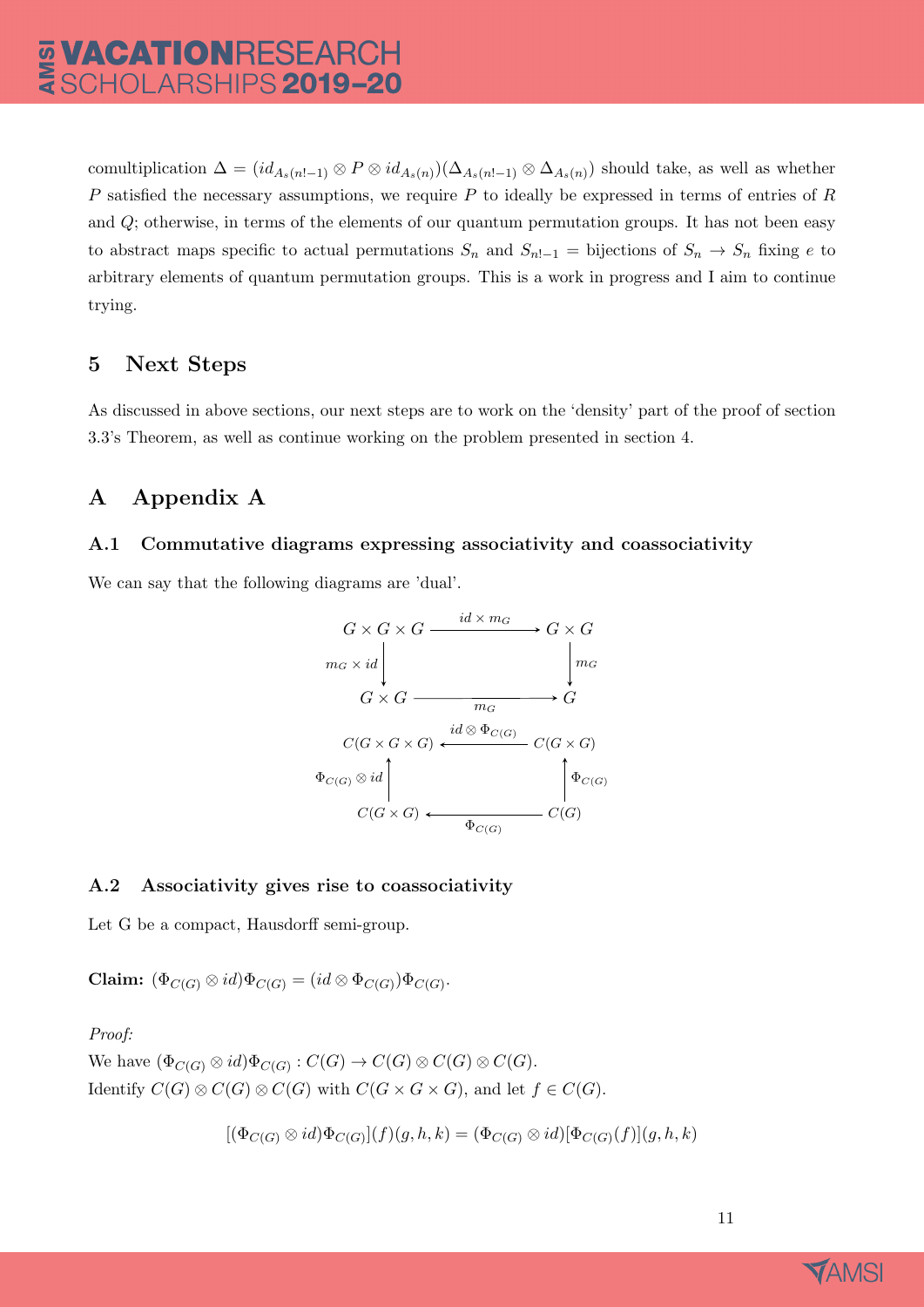comultiplication $\Delta = (id_{A_s(n!-1)} \otimes P \otimes id_{A_s(n)})(\Delta_{A_s(n!-1)} \otimes \Delta_{A_s(n)})$ should take, as well as whether $P$ satisfied the necessary assumptions, we require $P$ to ideally be expressed in terms of entries of $R$ and $Q$; otherwise, in terms of the elements of our quantum permutation groups. It has not been easy to abstract maps specific to actual permutations $S_n$ and $S_{n!-1}$ = bijections of $S_n \to S_n$ fixing $e$ to arbitrary elements of quantum permutation groups. This is a work in progress and I aim to continue trying.

## 5 Next Steps

As discussed in above sections, our next steps are to work on the 'density' part of the proof of section 3.3's Theorem, as well as continue working on the problem presented in section 4.

## A Appendix A

### A.1 Commutative diagrams expressing associativity and coassociativity

We can say that the following diagrams are 'dual'.

$$\begin{array}{ccc} G \times G \times G & \xrightarrow{id \times m_G} & G \times G \\ \downarrow{\scriptstyle m_G \times id} & & \downarrow{\scriptstyle m_G} \\ G \times G & \xrightarrow{m_G} & G \end{array}$$

$$\begin{array}{ccc} C(G \times G \times G) & \xleftarrow{id \otimes \Phi_{C(G)}} & C(G \times G) \\ \uparrow{\scriptstyle \Phi_{C(G)} \otimes id} & & \uparrow{\scriptstyle \Phi_{C(G)}} \\ C(G \times G) & \xleftarrow{\Phi_{C(G)}} & C(G) \end{array}$$

### A.2 Associativity gives rise to coassociativity

Let G be a compact, Hausdorff semi-group.

**Claim:** $(\Phi_{C(G)} \otimes id)\Phi_{C(G)} = (id \otimes \Phi_{C(G)})\Phi_{C(G)}$.

*Proof:*
We have $(\Phi_{C(G)} \otimes id)\Phi_{C(G)} : C(G) \to C(G) \otimes C(G) \otimes C(G)$.
Identify $C(G) \otimes C(G) \otimes C(G)$ with $C(G \times G \times G)$, and let $f \in C(G)$.

$$[(\Phi_{C(G)} \otimes id)\Phi_{C(G)}](f)(g, h, k) = (\Phi_{C(G)} \otimes id)[\Phi_{C(G)}(f)](g, h, k)$$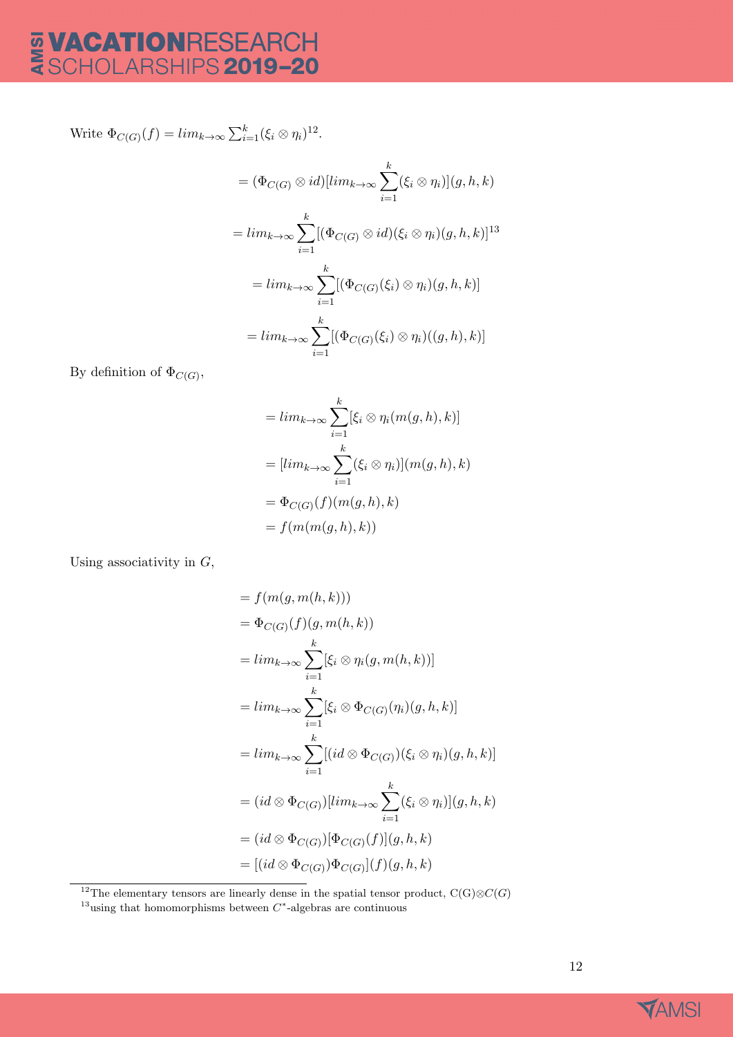Write $\Phi_{C(G)}(f) = lim_{k\to\infty} \sum_{i=1}^{k} (\xi_i \otimes \eta_i)$[12].

$$= (\Phi_{C(G)} \otimes id)[lim_{k\to\infty} \sum_{i=1}^{k} (\xi_i \otimes \eta_i)](g, h, k)$$

$$= lim_{k\to\infty} \sum_{i=1}^{k} [(\Phi_{C(G)} \otimes id)(\xi_i \otimes \eta_i)(g, h, k)]^{13}$$

$$= lim_{k\to\infty} \sum_{i=1}^{k} [(\Phi_{C(G)}(\xi_i) \otimes \eta_i)(g, h, k)]$$

$$= lim_{k\to\infty} \sum_{i=1}^{k} [(\Phi_{C(G)}(\xi_i) \otimes \eta_i)((g, h), k)]$$

By definition of $\Phi_{C(G)}$,

$$\begin{aligned}
&= lim_{k\to\infty} \sum_{i=1}^{k} [\xi_i \otimes \eta_i(m(g, h), k)] \\
&= [lim_{k\to\infty} \sum_{i=1}^{k} (\xi_i \otimes \eta_i)](m(g, h), k) \\
&= \Phi_{C(G)}(f)(m(g, h), k) \\
&= f(m(m(g, h), k))
\end{aligned}$$

Using associativity in $G$,

$$\begin{aligned}
&= f(m(g, m(h, k))) \\
&= \Phi_{C(G)}(f)(g, m(h, k)) \\
&= lim_{k\to\infty} \sum_{i=1}^{k} [\xi_i \otimes \eta_i(g, m(h, k))] \\
&= lim_{k\to\infty} \sum_{i=1}^{k} [\xi_i \otimes \Phi_{C(G)}(\eta_i)(g, h, k)] \\
&= lim_{k\to\infty} \sum_{i=1}^{k} [(id \otimes \Phi_{C(G)})(\xi_i \otimes \eta_i)(g, h, k)] \\
&= (id \otimes \Phi_{C(G)})[lim_{k\to\infty} \sum_{i=1}^{k} (\xi_i \otimes \eta_i)](g, h, k) \\
&= (id \otimes \Phi_{C(G)})[\Phi_{C(G)}(f)](g, h, k) \\
&= [(id \otimes \Phi_{C(G)})\Phi_{C(G)}](f)(g, h, k)
\end{aligned}$$

---

[12] The elementary tensors are linearly dense in the spatial tensor product, $C(G) \otimes C(G)$

[13] using that homomorphisms between $C^*$-algebras are continuous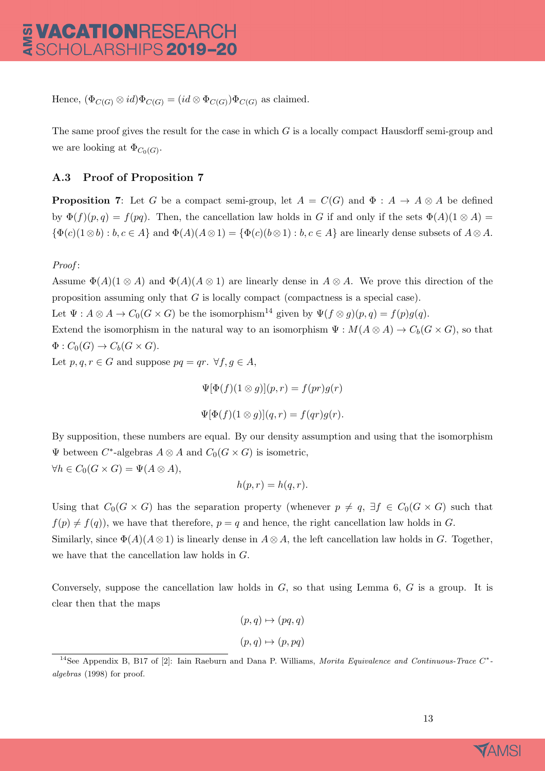Hence, $(\Phi_{C(G)} \otimes id)\Phi_{C(G)} = (id \otimes \Phi_{C(G)})\Phi_{C(G)}$ as claimed.

The same proof gives the result for the case in which $G$ is a locally compact Hausdorff semi-group and we are looking at $\Phi_{C_0(G)}$.

### A.3 Proof of Proposition 7

**Proposition 7**: Let $G$ be a compact semi-group, let $A = C(G)$ and $\Phi : A \to A \otimes A$ be defined by $\Phi(f)(p, q) = f(pq)$. Then, the cancellation law holds in $G$ if and only if the sets $\Phi(A)(1 \otimes A) = \{\Phi(c)(1 \otimes b) : b, c \in A\}$ and $\Phi(A)(A \otimes 1) = \{\Phi(c)(b \otimes 1) : b, c \in A\}$ are linearly dense subsets of $A \otimes A$.

*Proof*:

Assume $\Phi(A)(1 \otimes A)$ and $\Phi(A)(A \otimes 1)$ are linearly dense in $A \otimes A$. We prove this direction of the proposition assuming only that $G$ is locally compact (compactness is a special case).

Let $\Psi : A \otimes A \to C_0(G \times G)$ be the isomorphism[14] given by $\Psi(f \otimes g)(p, q) = f(p)g(q)$.

Extend the isomorphism in the natural way to an isomorphism $\Psi : M(A \otimes A) \to C_b(G \times G)$, so that $\Phi : C_0(G) \to C_b(G \times G)$.

Let $p, q, r \in G$ and suppose $pq = qr$. $\forall f, g \in A$,

$$\Psi[\Phi(f)(1 \otimes g)](p, r) = f(pr)g(r)$$

$$\Psi[\Phi(f)(1 \otimes g)](q, r) = f(qr)g(r).$$

By supposition, these numbers are equal. By our density assumption and using that the isomorphism $\Psi$ between $C^*$-algebras $A \otimes A$ and $C_0(G \times G)$ is isometric,

$\forall h \in C_0(G \times G) = \Psi(A \otimes A)$,

$$h(p, r) = h(q, r).$$

Using that $C_0(G \times G)$ has the separation property (whenever $p \neq q$, $\exists f \in C_0(G \times G)$ such that $f(p) \neq f(q)$), we have that therefore, $p = q$ and hence, the right cancellation law holds in $G$.

Similarly, since $\Phi(A)(A \otimes 1)$ is linearly dense in $A \otimes A$, the left cancellation law holds in $G$. Together, we have that the cancellation law holds in $G$.

Conversely, suppose the cancellation law holds in $G$, so that using Lemma 6, $G$ is a group. It is clear then that the maps

$$(p, q) \mapsto (pq, q)$$

$$(p, q) \mapsto (p, pq)$$

[14] See Appendix B, B17 of [2]: Iain Raeburn and Dana P. Williams, *Morita Equivalence and Continuous-Trace $C^*$-algebras* (1998) for proof.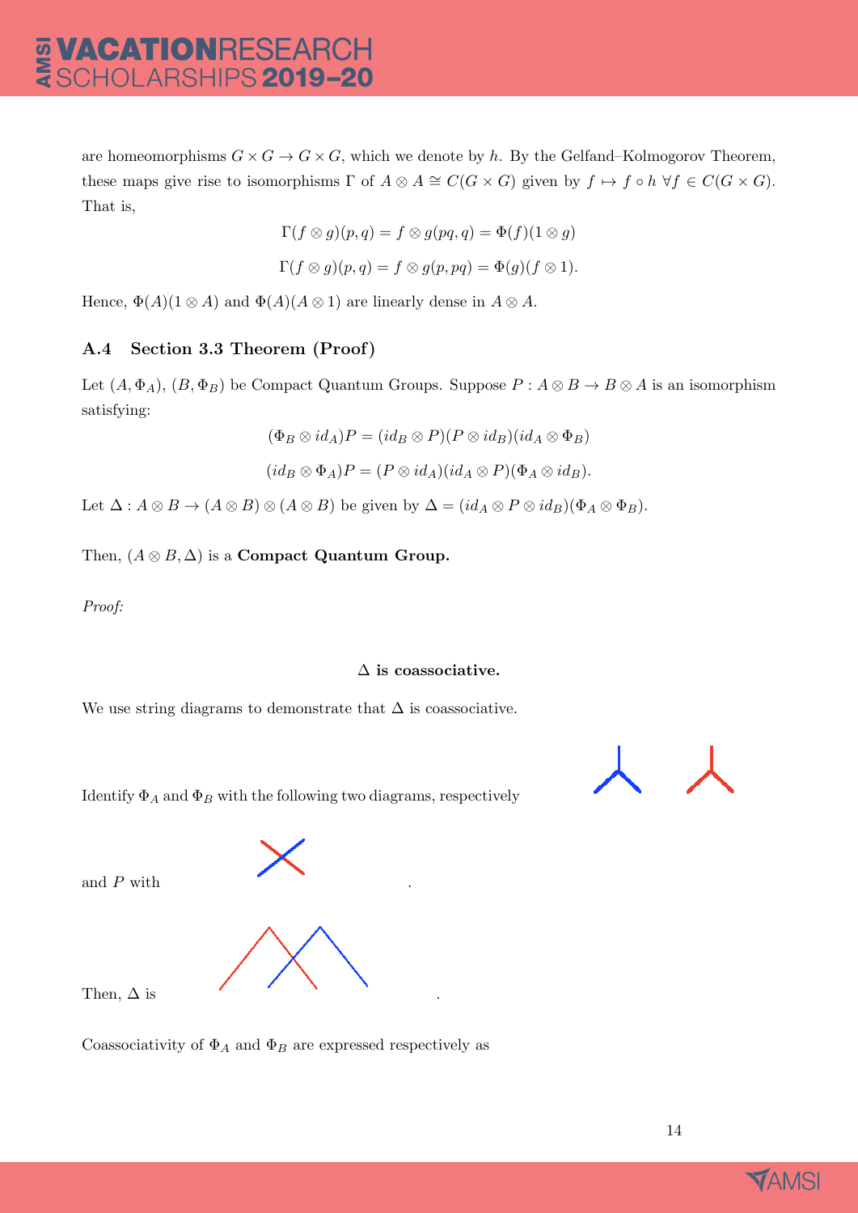are homeomorphisms $G \times G \to G \times G$, which we denote by $h$. By the Gelfand–Kolmogorov Theorem, these maps give rise to isomorphisms $\Gamma$ of $A \otimes A \cong C(G \times G)$ given by $f \mapsto f \circ h \ \forall f \in C(G \times G)$. That is,

$$\Gamma(f \otimes g)(p, q) = f \otimes g(pq, q) = \Phi(f)(1 \otimes g)$$

$$\Gamma(f \otimes g)(p, q) = f \otimes g(p, pq) = \Phi(g)(f \otimes 1).$$

Hence, $\Phi(A)(1 \otimes A)$ and $\Phi(A)(A \otimes 1)$ are linearly dense in $A \otimes A$.

### A.4 Section 3.3 Theorem (Proof)

Let $(A, \Phi_A)$, $(B, \Phi_B)$ be Compact Quantum Groups. Suppose $P : A \otimes B \to B \otimes A$ is an isomorphism satisfying:

$$(\Phi_B \otimes id_A)P = (id_B \otimes P)(P \otimes id_B)(id_A \otimes \Phi_B)$$

$$(id_B \otimes \Phi_A)P = (P \otimes id_A)(id_A \otimes P)(\Phi_A \otimes id_B).$$

Let $\Delta : A \otimes B \to (A \otimes B) \otimes (A \otimes B)$ be given by $\Delta = (id_A \otimes P \otimes id_B)(\Phi_A \otimes \Phi_B)$.

Then, $(A \otimes B, \Delta)$ is a **Compact Quantum Group.**

*Proof:*

**$\Delta$ is coassociative.**

We use string diagrams to demonstrate that $\Delta$ is coassociative.

Identify $\Phi_A$ and $\Phi_B$ with the following two diagrams, respectively

and $P$ with .

Then, $\Delta$ is .

Coassociativity of $\Phi_A$ and $\Phi_B$ are expressed respectively as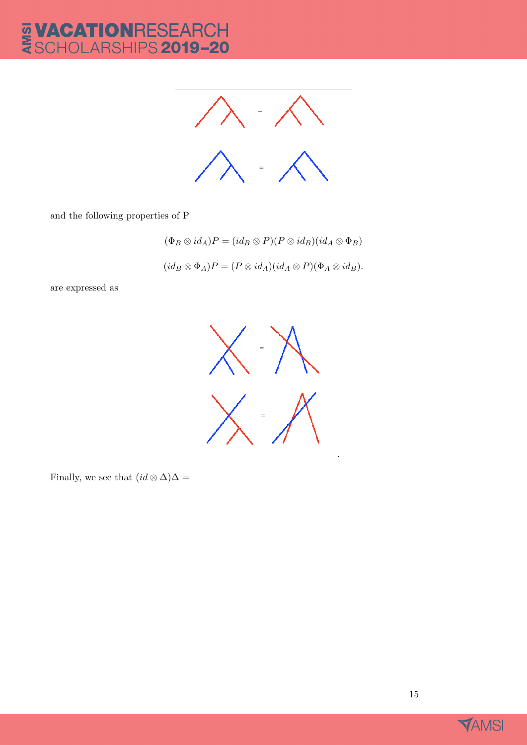and the following properties of P

$$(\Phi_B \otimes id_A)P = (id_B \otimes P)(P \otimes id_B)(id_A \otimes \Phi_B)$$

$$(id_B \otimes \Phi_A)P = (P \otimes id_A)(id_A \otimes P)(\Phi_A \otimes id_B).$$

are expressed as

.

Finally, we see that $(id \otimes \Delta)\Delta =$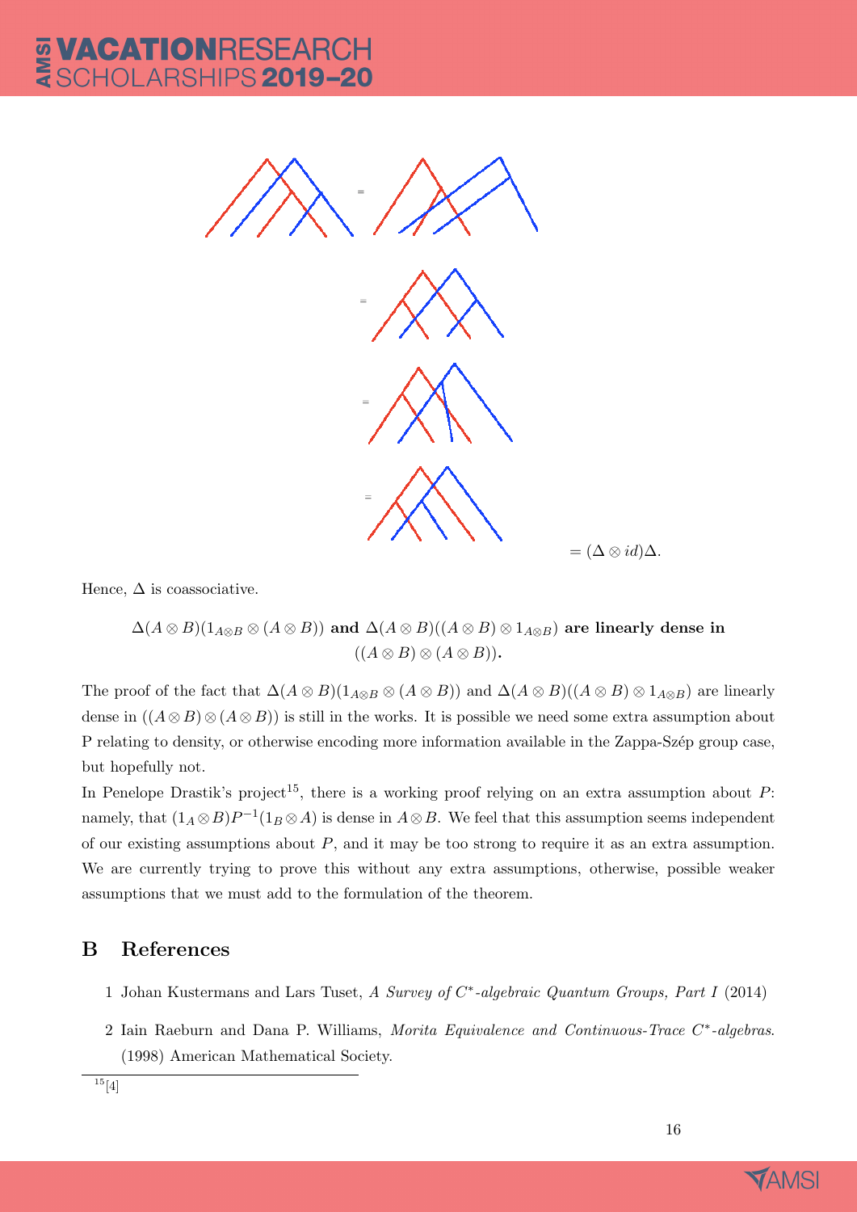=

=

=

=

$= (\Delta \otimes id)\Delta.$

Hence, $\Delta$ is coassociative.

**$\Delta(A \otimes B)(1_{A\otimes B} \otimes (A \otimes B))$ and $\Delta(A \otimes B)((A \otimes B) \otimes 1_{A\otimes B})$ are linearly dense in $((A \otimes B) \otimes (A \otimes B))$.**

The proof of the fact that $\Delta(A \otimes B)(1_{A\otimes B} \otimes (A \otimes B))$ and $\Delta(A \otimes B)((A \otimes B) \otimes 1_{A\otimes B})$ are linearly dense in $((A \otimes B) \otimes (A \otimes B))$ is still in the works. It is possible we need some extra assumption about P relating to density, or otherwise encoding more information available in the Zappa-Szép group case, but hopefully not.

In Penelope Drastik's project[15], there is a working proof relying on an extra assumption about $P$: namely, that $(1_A \otimes B)P^{-1}(1_B \otimes A)$ is dense in $A \otimes B$. We feel that this assumption seems independent of our existing assumptions about $P$, and it may be too strong to require it as an extra assumption. We are currently trying to prove this without any extra assumptions, otherwise, possible weaker assumptions that we must add to the formulation of the theorem.

## B References

1 Johan Kustermans and Lars Tuset, *A Survey of C\*-algebraic Quantum Groups, Part I* (2014)

2 Iain Raeburn and Dana P. Williams, *Morita Equivalence and Continuous-Trace C\*-algebras*. (1998) American Mathematical Society.

[15] [4]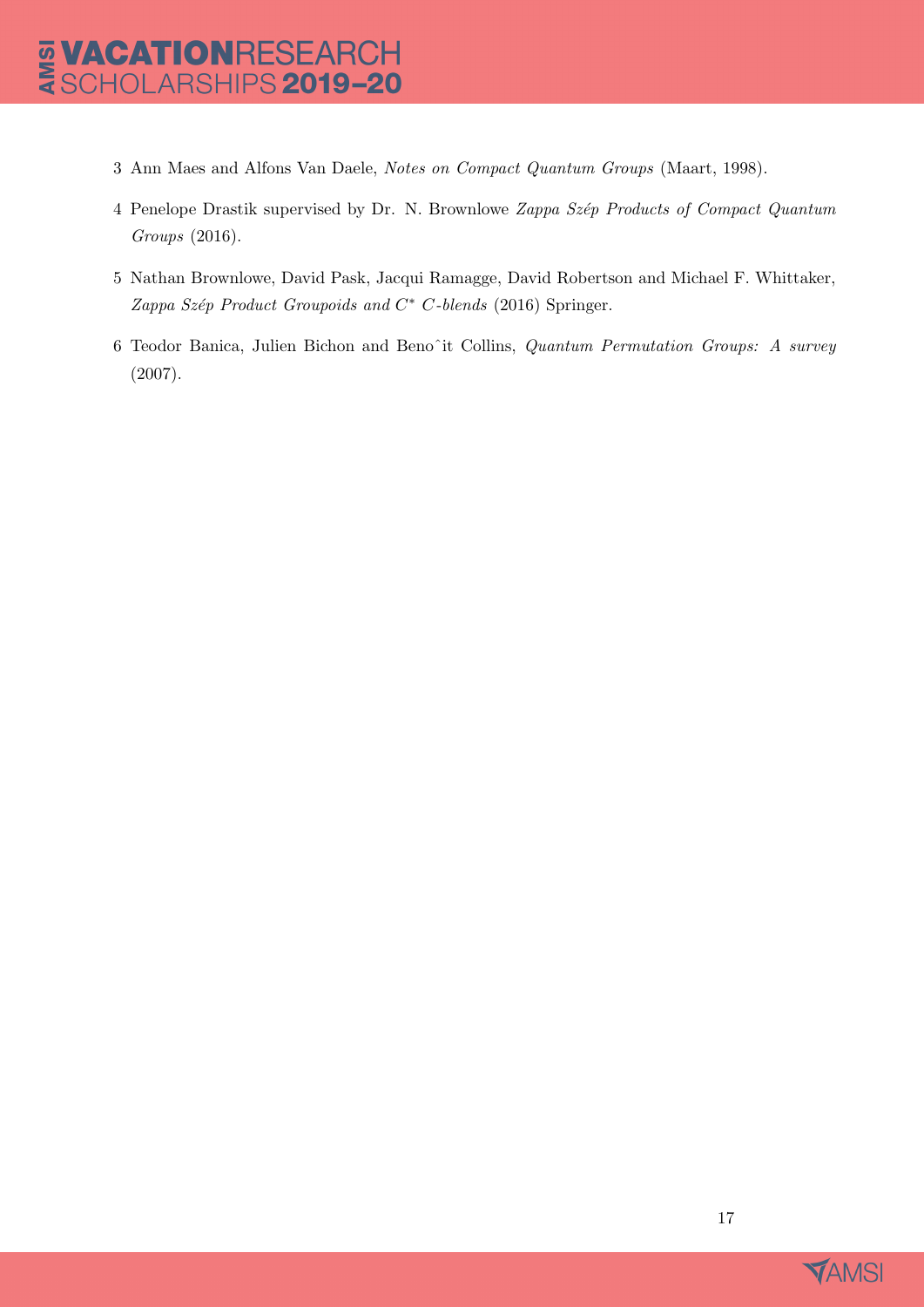3 Ann Maes and Alfons Van Daele, *Notes on Compact Quantum Groups* (Maart, 1998).

4 Penelope Drastik supervised by Dr. N. Brownlowe *Zappa Szép Products of Compact Quantum Groups* (2016).

5 Nathan Brownlowe, David Pask, Jacqui Ramagge, David Robertson and Michael F. Whittaker, *Zappa Szép Product Groupoids and $C^*$ C-blends* (2016) Springer.

6 Teodor Banica, Julien Bichon and Benoˆit Collins, *Quantum Permutation Groups: A survey* (2007).